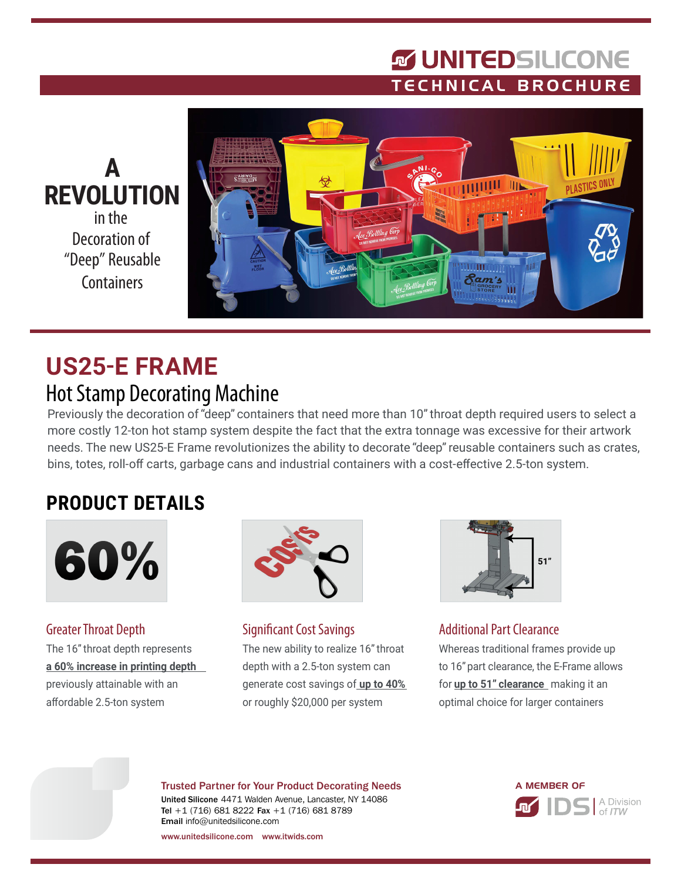UNITEDSILICONE

TECHNICAL BROCHURE

# A REVOLUTION in the Decoration of "Deep" Reusable Containers

## US25-E FRAME

### Hot Stamp Decorating Machine

Previously the decoration of "deep" containers that need more than 10" throat depth required users to select a more costly 12-ton hot stamp system despite the fact that the extra tonnage was excessive for their artwork needs. The new US25-E Frame revolutionizes the ability to decorate "deep" reusable containers such as crates, bins, totes, roll-off carts, garbage cans and industrial containers with a cost-effective 2.5-ton system.

## PRODUCT DETAILS

60%

### Greater Throat Depth

The 16" throat depth represents **a 60% increase in printing depth** previously attainable with an affordable 2.5-ton system

### Significant Cost Savings

The new ability to realize 16" throat depth with a 2.5-ton system can generate cost savings of **up to 40%** or roughly $20,000 per system

51"

### Additional Part Clearance

Whereas traditional frames provide up to 16" part clearance, the E-Frame allows for **up to 51" clearance** making it an optimal choice for larger containers

**Trusted Partner for Your Product Decorating Needs**

**United Silicone** 4471 Walden Avenue, Lancaster, NY 14086
**Tel** +1 (716) 681 8222 **Fax** +1 (716) 681 8789
**Email** info@unitedsilicone.com

www.unitedsilicone.com www.itwids.com

A MEMBER OF IDS | A Division of ITW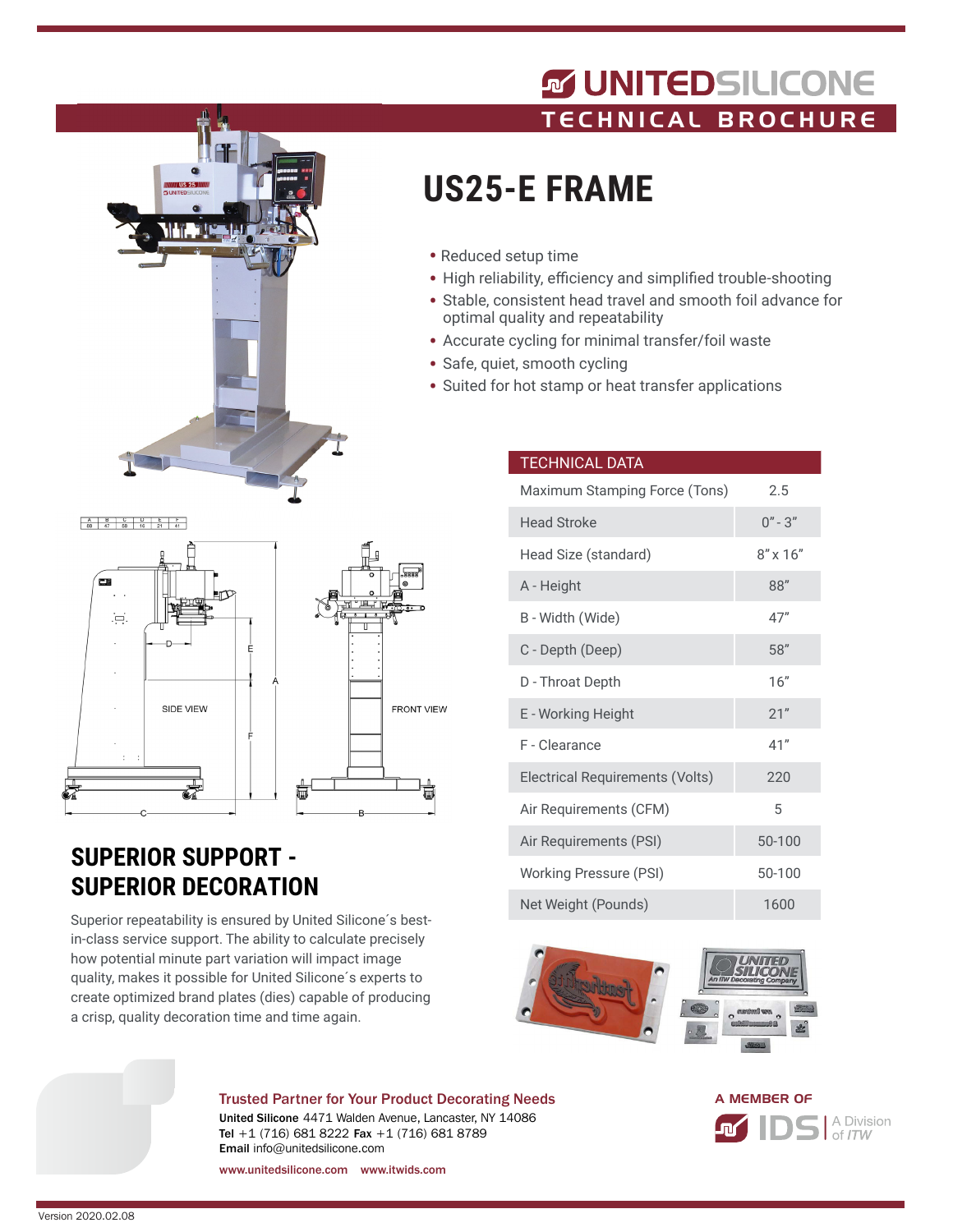# UNITEDSILICONE

TECHNICAL BROCHURE

# US25-E FRAME

- Reduced setup time
- High reliability, efficiency and simplified trouble-shooting
- Stable, consistent head travel and smooth foil advance for optimal quality and repeatability
- Accurate cycling for minimal transfer/foil waste
- Safe, quiet, smooth cycling
- Suited for hot stamp or heat transfer applications

| A | B | C | D | E | F |
|---|---|---|---|---|---|
| 88 | 47 | 58 | 16 | 21 | 41 |

SIDE VIEW

FRONT VIEW

| TECHNICAL DATA | |
|---|---|
| Maximum Stamping Force (Tons) | 2.5 |
| Head Stroke | 0” - 3” |
| Head Size (standard) | 8” x 16” |
| A - Height | 88” |
| B - Width (Wide) | 47” |
| C - Depth (Deep) | 58” |
| D - Throat Depth | 16” |
| E - Working Height | 21” |
| F - Clearance | 41” |
| Electrical Requirements (Volts) | 220 |
| Air Requirements (CFM) | 5 |
| Air Requirements (PSI) | 50-100 |
| Working Pressure (PSI) | 50-100 |
| Net Weight (Pounds) | 1600 |

## SUPERIOR SUPPORT - SUPERIOR DECORATION

Superior repeatability is ensured by United Silicone´s best-in-class service support. The ability to calculate precisely how potential minute part variation will impact image quality, makes it possible for United Silicone´s experts to create optimized brand plates (dies) capable of producing a crisp, quality decoration time and time again.

**Trusted Partner for Your Product Decorating Needs**

**United Silicone** 4471 Walden Avenue, Lancaster, NY 14086
**Tel** +1 (716) 681 8222 **Fax** +1 (716) 681 8789
**Email** info@unitedsilicone.com

www.unitedsilicone.com www.itwids.com

A MEMBER OF IDS | A Division of ITW

Version 2020.02.08